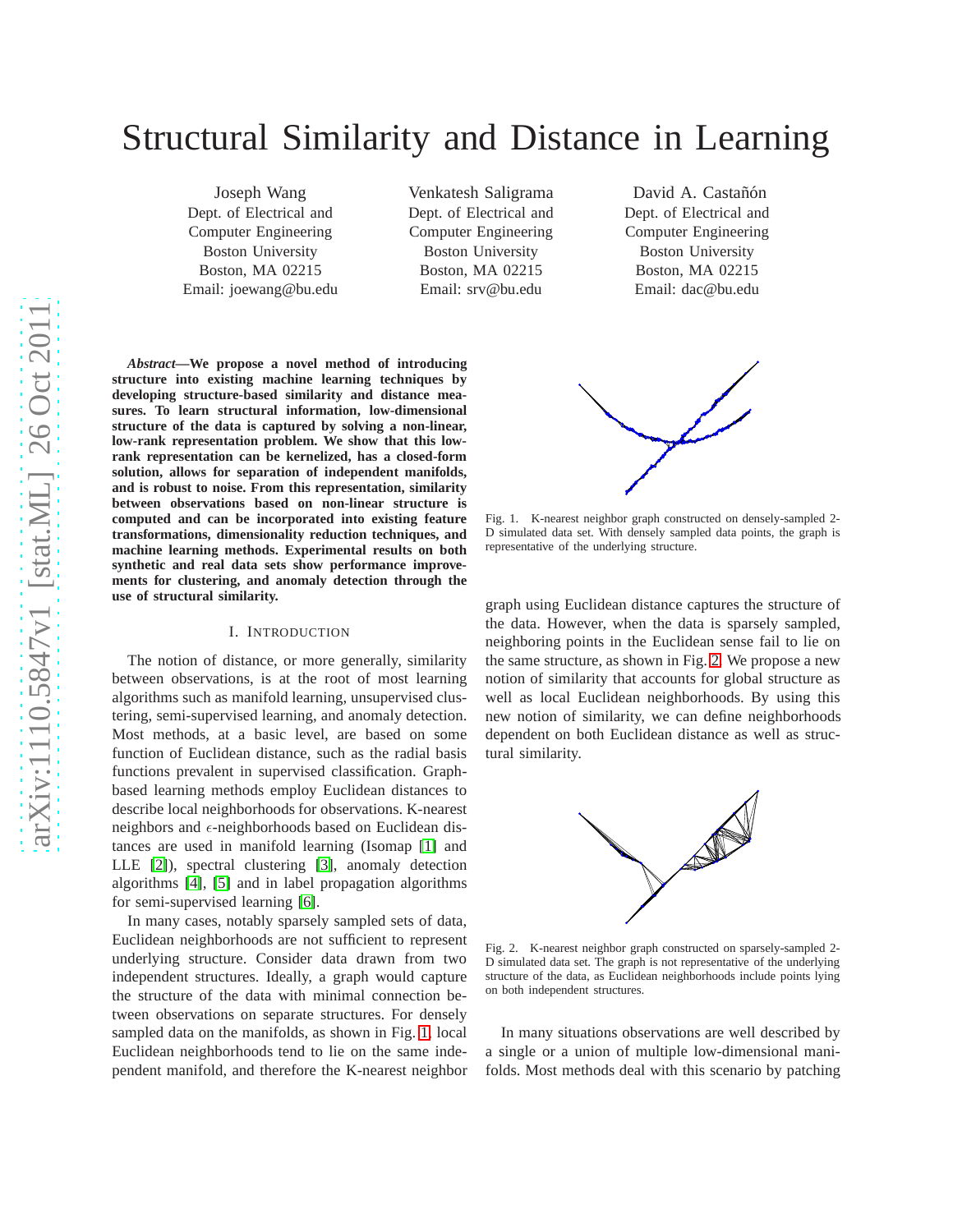# Structural Similarity and Distance in Learning

Joseph Wang
Dept. of Electrical and Computer Engineering
Boston University
Boston, MA 02215
Email: joewang@bu.edu

Venkatesh Saligrama
Dept. of Electrical and Computer Engineering
Boston University
Boston, MA 02215
Email: srv@bu.edu

David A. Castañón
Dept. of Electrical and Computer Engineering
Boston University
Boston, MA 02215
Email: dac@bu.edu

***Abstract*—We propose a novel method of introducing structure into existing machine learning techniques by developing structure-based similarity and distance measures. To learn structural information, low-dimensional structure of the data is captured by solving a non-linear, low-rank representation problem. We show that this low-rank representation can be kernelized, has a closed-form solution, allows for separation of independent manifolds, and is robust to noise. From this representation, similarity between observations based on non-linear structure is computed and can be incorporated into existing feature transformations, dimensionality reduction techniques, and machine learning methods. Experimental results on both synthetic and real data sets show performance improvements for clustering, and anomaly detection through the use of structural similarity.**

## I. Introduction

The notion of distance, or more generally, similarity between observations, is at the root of most learning algorithms such as manifold learning, unsupervised clustering, semi-supervised learning, and anomaly detection. Most methods, at a basic level, are based on some function of Euclidean distance, such as the radial basis functions prevalent in supervised classification. Graph-based learning methods employ Euclidean distances to describe local neighborhoods for observations. K-nearest neighbors and $\epsilon$-neighborhoods based on Euclidean distances are used in manifold learning (Isomap [1] and LLE [2]), spectral clustering [3], anomaly detection algorithms [4], [5] and in label propagation algorithms for semi-supervised learning [6].

In many cases, notably sparsely sampled sets of data, Euclidean neighborhoods are not sufficient to represent underlying structure. Consider data drawn from two independent structures. Ideally, a graph would capture the structure of the data with minimal connection between observations on separate structures. For densely sampled data on the manifolds, as shown in Fig. 1, local Euclidean neighborhoods tend to lie on the same independent manifold, and therefore the K-nearest neighbor graph using Euclidean distance captures the structure of the data. However, when the data is sparsely sampled, neighboring points in the Euclidean sense fail to lie on the same structure, as shown in Fig. 2. We propose a new notion of similarity that accounts for global structure as well as local Euclidean neighborhoods. By using this new notion of similarity, we can define neighborhoods dependent on both Euclidean distance as well as structural similarity.

Fig. 1. K-nearest neighbor graph constructed on densely-sampled 2-D simulated data set. With densely sampled data points, the graph is representative of the underlying structure.

Fig. 2. K-nearest neighbor graph constructed on sparsely-sampled 2-D simulated data set. The graph is not representative of the underlying structure of the data, as Euclidean neighborhoods include points lying on both independent structures.

In many situations observations are well described by a single or a union of multiple low-dimensional manifolds. Most methods deal with this scenario by patching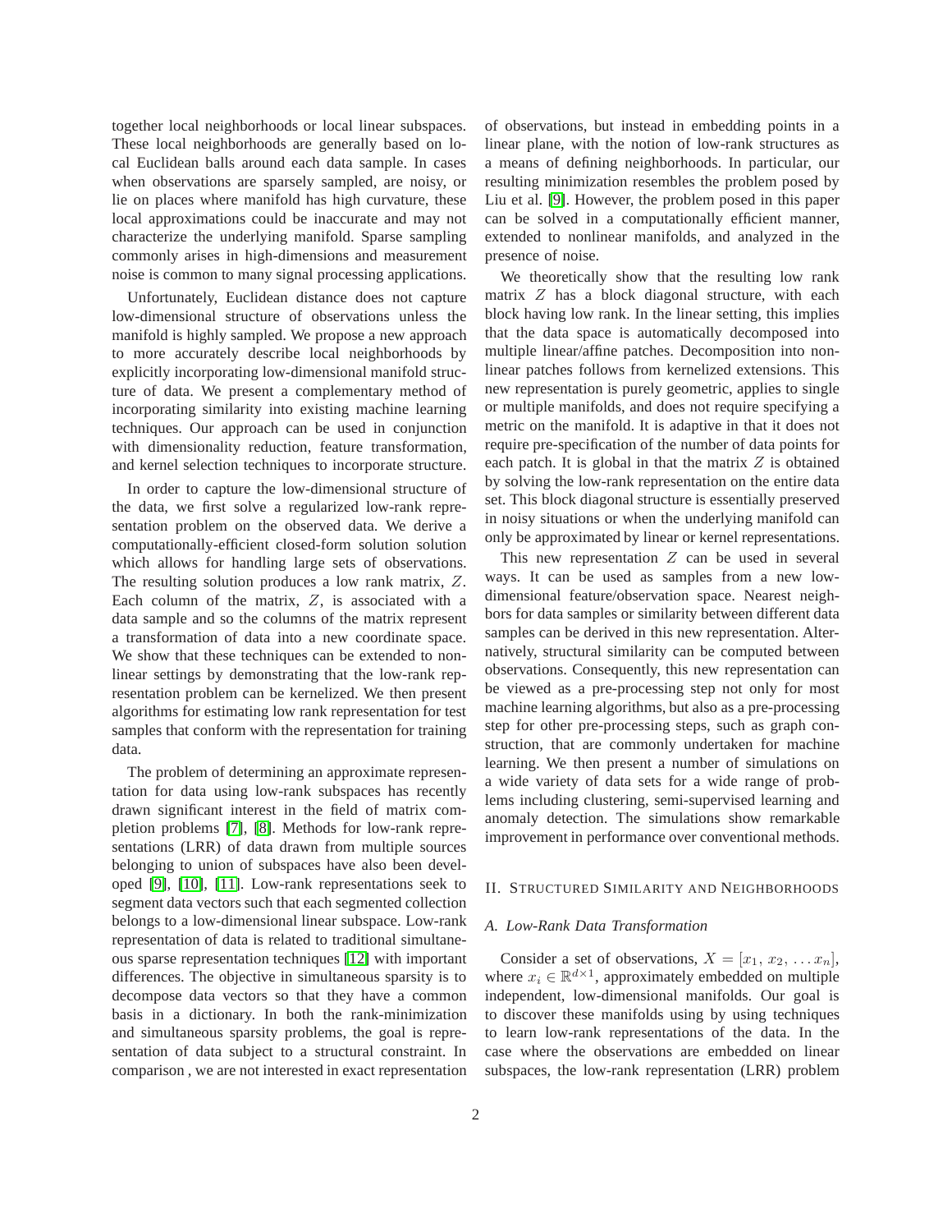together local neighborhoods or local linear subspaces. These local neighborhoods are generally based on local Euclidean balls around each data sample. In cases when observations are sparsely sampled, are noisy, or lie on places where manifold has high curvature, these local approximations could be inaccurate and may not characterize the underlying manifold. Sparse sampling commonly arises in high-dimensions and measurement noise is common to many signal processing applications.

Unfortunately, Euclidean distance does not capture low-dimensional structure of observations unless the manifold is highly sampled. We propose a new approach to more accurately describe local neighborhoods by explicitly incorporating low-dimensional manifold structure of data. We present a complementary method of incorporating similarity into existing machine learning techniques. Our approach can be used in conjunction with dimensionality reduction, feature transformation, and kernel selection techniques to incorporate structure.

In order to capture the low-dimensional structure of the data, we first solve a regularized low-rank representation problem on the observed data. We derive a computationally-efficient closed-form solution solution which allows for handling large sets of observations. The resulting solution produces a low rank matrix, $Z$. Each column of the matrix, $Z$, is associated with a data sample and so the columns of the matrix represent a transformation of data into a new coordinate space. We show that these techniques can be extended to non-linear settings by demonstrating that the low-rank representation problem can be kernelized. We then present algorithms for estimating low rank representation for test samples that conform with the representation for training data.

The problem of determining an approximate representation for data using low-rank subspaces has recently drawn significant interest in the field of matrix completion problems [7], [8]. Methods for low-rank representations (LRR) of data drawn from multiple sources belonging to union of subspaces have also been developed [9], [10], [11]. Low-rank representations seek to segment data vectors such that each segmented collection belongs to a low-dimensional linear subspace. Low-rank representation of data is related to traditional simultaneous sparse representation techniques [12] with important differences. The objective in simultaneous sparsity is to decompose data vectors so that they have a common basis in a dictionary. In both the rank-minimization and simultaneous sparsity problems, the goal is representation of data subject to a structural constraint. In comparison , we are not interested in exact representation of observations, but instead in embedding points in a linear plane, with the notion of low-rank structures as a means of defining neighborhoods. In particular, our resulting minimization resembles the problem posed by Liu et al. [9]. However, the problem posed in this paper can be solved in a computationally efficient manner, extended to nonlinear manifolds, and analyzed in the presence of noise.

We theoretically show that the resulting low rank matrix $Z$ has a block diagonal structure, with each block having low rank. In the linear setting, this implies that the data space is automatically decomposed into multiple linear/affine patches. Decomposition into nonlinear patches follows from kernelized extensions. This new representation is purely geometric, applies to single or multiple manifolds, and does not require specifying a metric on the manifold. It is adaptive in that it does not require pre-specification of the number of data points for each patch. It is global in that the matrix $Z$ is obtained by solving the low-rank representation on the entire data set. This block diagonal structure is essentially preserved in noisy situations or when the underlying manifold can only be approximated by linear or kernel representations.

This new representation $Z$ can be used in several ways. It can be used as samples from a new low-dimensional feature/observation space. Nearest neighbors for data samples or similarity between different data samples can be derived in this new representation. Alternatively, structural similarity can be computed between observations. Consequently, this new representation can be viewed as a pre-processing step not only for most machine learning algorithms, but also as a pre-processing step for other pre-processing steps, such as graph construction, that are commonly undertaken for machine learning. We then present a number of simulations on a wide variety of data sets for a wide range of problems including clustering, semi-supervised learning and anomaly detection. The simulations show remarkable improvement in performance over conventional methods.

## II. Structured Similarity and Neighborhoods

### A. Low-Rank Data Transformation

Consider a set of observations, $X = [x_1, x_2, \dots x_n]$, where $x_i \in \mathbb{R}^{d\times 1}$, approximately embedded on multiple independent, low-dimensional manifolds. Our goal is to discover these manifolds using by using techniques to learn low-rank representations of the data. In the case where the observations are embedded on linear subspaces, the low-rank representation (LRR) problem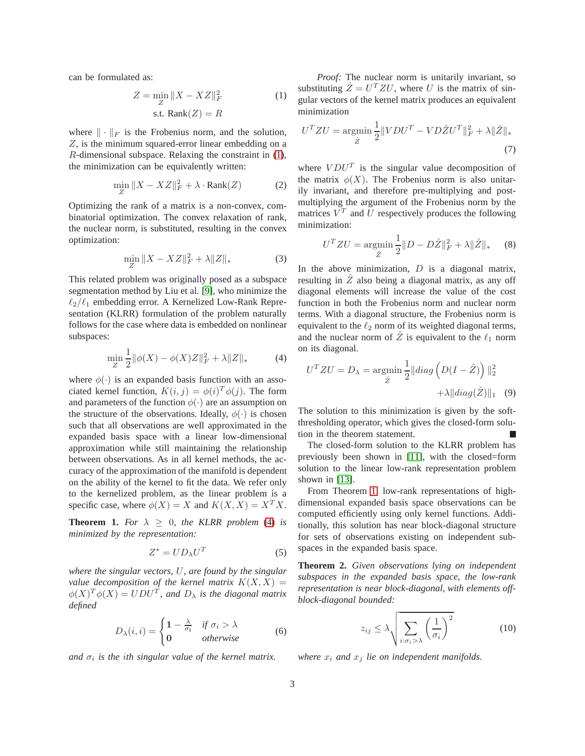can be formulated as:

$$Z = \min_{Z} \|X - XZ\|_F^2 \quad \text{s.t. } \text{Rank}(Z) = R \tag{1}$$

where $\|\cdot\|_F$ is the Frobenius norm, and the solution, $Z$, is the minimum squared-error linear embedding on a $R$-dimensional subspace. Relaxing the constraint in (1), the minimization can be equivalently written:

$$\min_{Z} \|X - XZ\|_F^2 + \lambda \cdot \text{Rank}(Z) \tag{2}$$

Optimizing the rank of a matrix is a non-convex, combinatorial optimization. The convex relaxation of rank, the nuclear norm, is substituted, resulting in the convex optimization:

$$\min_{Z} \|X - XZ\|_F^2 + \lambda \|Z\|_* \tag{3}$$

This related problem was originally posed as a subspace segmentation method by Liu et al. [9], who minimize the $\ell_2/\ell_1$ embedding error. A Kernelized Low-Rank Representation (KLRR) formulation of the problem naturally follows for the case where data is embedded on nonlinear subspaces:

$$\min_{Z} \frac{1}{2}\|\phi(X) - \phi(X)Z\|_F^2 + \lambda \|Z\|_* \tag{4}$$

where $\phi(\cdot)$ is an expanded basis function with an associated kernel function, $K(i,j) = \phi(i)^T\phi(j)$. The form and parameters of the function $\phi(\cdot)$ are an assumption on the structure of the observations. Ideally, $\phi(\cdot)$ is chosen such that all observations are well approximated in the expanded basis space with a linear low-dimensional approximation while still maintaining the relationship between observations. As in all kernel methods, the accuracy of the approximation of the manifold is dependent on the ability of the kernel to fit the data. We refer only to the kernelized problem, as the linear problem is a specific case, where $\phi(X) = X$ and $K(X,X) = X^TX$.

**Theorem 1.** *For $\lambda \geq 0$, the KLRR problem (4) is minimized by the representation:*

$$Z^* = UD_\lambda U^T \tag{5}$$

*where the singular vectors, $U$, are found by the singular value decomposition of the kernel matrix $K(X,X) = \phi(X)^T\phi(X) = UDU^T$, and $D_\lambda$ is the diagonal matrix defined*

$$D_\lambda(i,i) = \begin{cases} \mathbf{1} - \frac{\lambda}{\sigma_i} & \text{if } \sigma_i > \lambda \\ \mathbf{0} & \text{otherwise} \end{cases} \tag{6}$$

*and $\sigma_i$ is the $i$th singular value of the kernel matrix.*

*Proof:* The nuclear norm is unitarily invariant, so substituting $\hat{Z} = U^TZU$, where $U$ is the matrix of singular vectors of the kernel matrix produces an equivalent minimization

$$U^TZU = \underset{\hat{Z}}{\text{argmin}} \frac{1}{2}\|VDU^T - VD\hat{Z}U^T\|_F^2 + \lambda\|\hat{Z}\|_* \tag{7}$$

where $VDU^T$ is the singular value decomposition of the matrix $\phi(X)$. The Frobenius norm is also unitarily invariant, and therefore pre-multiplying and post-multiplying the argument of the Frobenius norm by the matrices $V^T$ and $U$ respectively produces the following minimization:

$$U^TZU = \underset{\hat{Z}}{\text{argmin}} \frac{1}{2}\|D - D\hat{Z}\|_F^2 + \lambda\|\hat{Z}\|_* \tag{8}$$

In the above minimization, $D$ is a diagonal matrix, resulting in $\hat{Z}$ also being a diagonal matrix, as any off diagonal elements will increase the value of the cost function in both the Frobenius norm and nuclear norm terms. With a diagonal structure, the Frobenius norm is equivalent to the $\ell_2$ norm of its weighted diagonal terms, and the nuclear norm of $\tilde{Z}$ is equivalent to the $\ell_1$ norm on its diagonal.

$$U^TZU = D_\lambda = \underset{\hat{Z}}{\text{argmin}} \frac{1}{2}\|diag\left(D(I - \hat{Z})\right)\|_2^2 + \lambda\|diag(\hat{Z})\|_1 \tag{9}$$

The solution to this minimization is given by the soft-thresholding operator, which gives the closed-form solution in the theorem statement. ■

The closed-form solution to the KLRR problem has previously been shown in [11], with the closed=form solution to the linear low-rank representation problem shown in [13].

From Theorem 1, low-rank representations of high-dimensional expanded basis space observations can be computed efficiently using only kernel functions. Additionally, this solution has near block-diagonal structure for sets of observations existing on independent subspaces in the expanded basis space.

**Theorem 2.** *Given observations lying on independent subspaces in the expanded basis space, the low-rank representation is near block-diagonal, with elements off-block-diagonal bounded:*

$$z_{ij} \leq \lambda \sqrt{\sum_{i:\sigma_i > \lambda} \left(\frac{1}{\sigma_i}\right)^2} \tag{10}$$

*where $x_i$ and $x_j$ lie on independent manifolds.*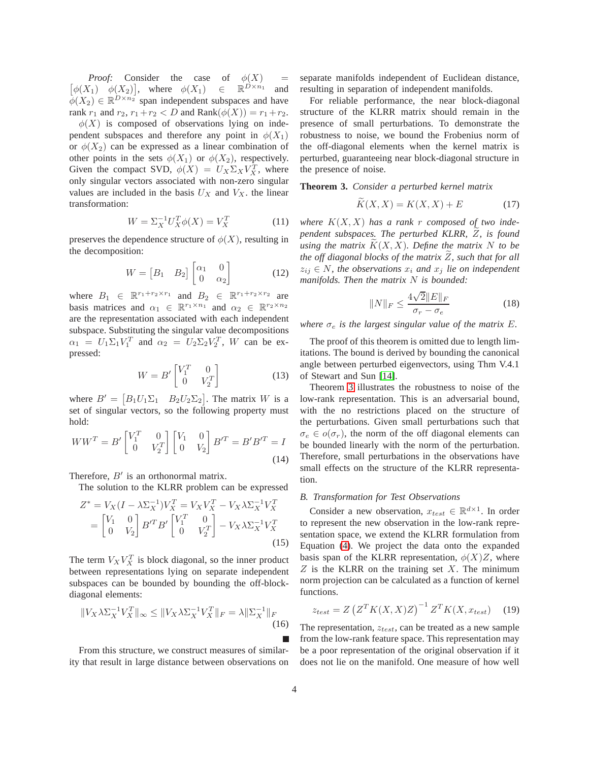*Proof:* Consider the case of $\phi(X) = \begin{bmatrix}\phi(X_1) & \phi(X_2)\end{bmatrix}$, where $\phi(X_1) \in \mathbb{R}^{D\times n_1}$ and $\phi(X_2) \in \mathbb{R}^{D\times n_2}$ span independent subspaces and have rank $r_1$ and $r_2$, $r_1+r_2 < D$ and $\text{Rank}(\phi(X)) = r_1+r_2$.

$\phi(X)$ is composed of observations lying on independent subspaces and therefore any point in $\phi(X_1)$ or $\phi(X_2)$ can be expressed as a linear combination of other points in the sets $\phi(X_1)$ or $\phi(X_2)$, respectively. Given the compact SVD, $\phi(X) = U_X\Sigma_X V_X^T$, where only singular vectors associated with non-zero singular values are included in the basis $U_X$ and $V_X$. the linear transformation:

$$W = \Sigma_X^{-1}U_X^T\phi(X) = V_X^T \tag{11}$$

preserves the dependence structure of $\phi(X)$, resulting in the decomposition:

$$W = \begin{bmatrix}B_1 & B_2\end{bmatrix}\begin{bmatrix}\alpha_1 & 0\\ 0 & \alpha_2\end{bmatrix} \tag{12}$$

where $B_1 \in \mathbb{R}^{r_1+r_2\times r_1}$ and $B_2 \in \mathbb{R}^{r_1+r_2\times r_2}$ are basis matrices and $\alpha_1 \in \mathbb{R}^{r_1\times n_1}$ and $\alpha_2 \in \mathbb{R}^{r_2\times n_2}$ are the representation associated with each independent subspace. Substituting the singular value decompositions $\alpha_1 = U_1\Sigma_1V_1^T$ and $\alpha_2 = U_2\Sigma_2V_2^T$, $W$ can be expressed:

$$W = B'\begin{bmatrix}V_1^T & 0\\ 0 & V_2^T\end{bmatrix} \tag{13}$$

where $B' = \begin{bmatrix}B_1U_1\Sigma_1 & B_2U_2\Sigma_2\end{bmatrix}$. The matrix $W$ is a set of singular vectors, so the following property must hold:

$$WW^T = B'\begin{bmatrix}V_1^T & 0\\ 0 & V_2^T\end{bmatrix}\begin{bmatrix}V_1 & 0\\ 0 & V_2\end{bmatrix}B'^T = B'B'^T = I \tag{14}$$

Therefore, $B'$ is an orthonormal matrix.

The solution to the KLRR problem can be expressed

$$\begin{aligned}Z^* &= V_X(I-\lambda\Sigma_X^{-1})V_X^T = V_XV_X^T - V_X\lambda\Sigma_X^{-1}V_X^T\\ &= \begin{bmatrix}V_1 & 0\\ 0 & V_2\end{bmatrix}B'^TB'\begin{bmatrix}V_1^T & 0\\ 0 & V_2^T\end{bmatrix} - V_X\lambda\Sigma_X^{-1}V_X^T\end{aligned} \tag{15}$$

The term $V_XV_X^T$ is block diagonal, so the inner product between representations lying on separate independent subspaces can be bounded by bounding the off-block-diagonal elements:

$$\|V_X\lambda\Sigma_X^{-1}V_X^T\|_\infty \le \|V_X\lambda\Sigma_X^{-1}V_X^T\|_F = \lambda\|\Sigma_X^{-1}\|_F \tag{16}$$

■

From this structure, we construct measures of similarity that result in large distance between observations on separate manifolds independent of Euclidean distance, resulting in separation of independent manifolds.

For reliable performance, the near block-diagonal structure of the KLRR matrix should remain in the presence of small perturbations. To demonstrate the robustness to noise, we bound the Frobenius norm of the off-diagonal elements when the kernel matrix is perturbed, guaranteeing near block-diagonal structure in the presence of noise.

**Theorem 3.** *Consider a perturbed kernel matrix*

$$\widetilde{K}(X,X) = K(X,X) + E \tag{17}$$

*where $K(X,X)$ has a rank $r$ composed of two independent subspaces. The perturbed KLRR, $\widetilde{Z}$, is found using the matrix $\widetilde{K}(X,X)$. Define the matrix $N$ to be the off diagonal blocks of the matrix $\widetilde{Z}$, such that for all $z_{ij} \in N$, the observations $x_i$ and $x_j$ lie on independent manifolds. Then the matrix $N$ is bounded:*

$$\|N\|_F \le \frac{4\sqrt{2}\|E\|_F}{\sigma_r - \sigma_e} \tag{18}$$

*where $\sigma_e$ is the largest singular value of the matrix $E$.*

The proof of this theorem is omitted due to length limitations. The bound is derived by bounding the canonical angle between perturbed eigenvectors, using Thm V.4.1 of Stewart and Sun [14].

Theorem 3 illustrates the robustness to noise of the low-rank representation. This is an adversarial bound, with the no restrictions placed on the structure of the perturbations. Given small perturbations such that $\sigma_e \in o(\sigma_r)$, the norm of the off diagonal elements can be bounded linearly with the norm of the perturbation. Therefore, small perturbations in the observations have small effects on the structure of the KLRR representation.

### B. Transformation for Test Observations

Consider a new observation, $x_{test} \in \mathbb{R}^{d\times 1}$. In order to represent the new observation in the low-rank representation space, we extend the KLRR formulation from Equation (4). We project the data onto the expanded basis span of the KLRR representation, $\phi(X)Z$, where $Z$ is the KLRR on the training set $X$. The minimum norm projection can be calculated as a function of kernel functions.

$$z_{test} = Z\left(Z^TK(X,X)Z\right)^{-1}Z^TK(X,x_{test}) \tag{19}$$

The representation, $z_{test}$, can be treated as a new sample from the low-rank feature space. This representation may be a poor representation of the original observation if it does not lie on the manifold. One measure of how well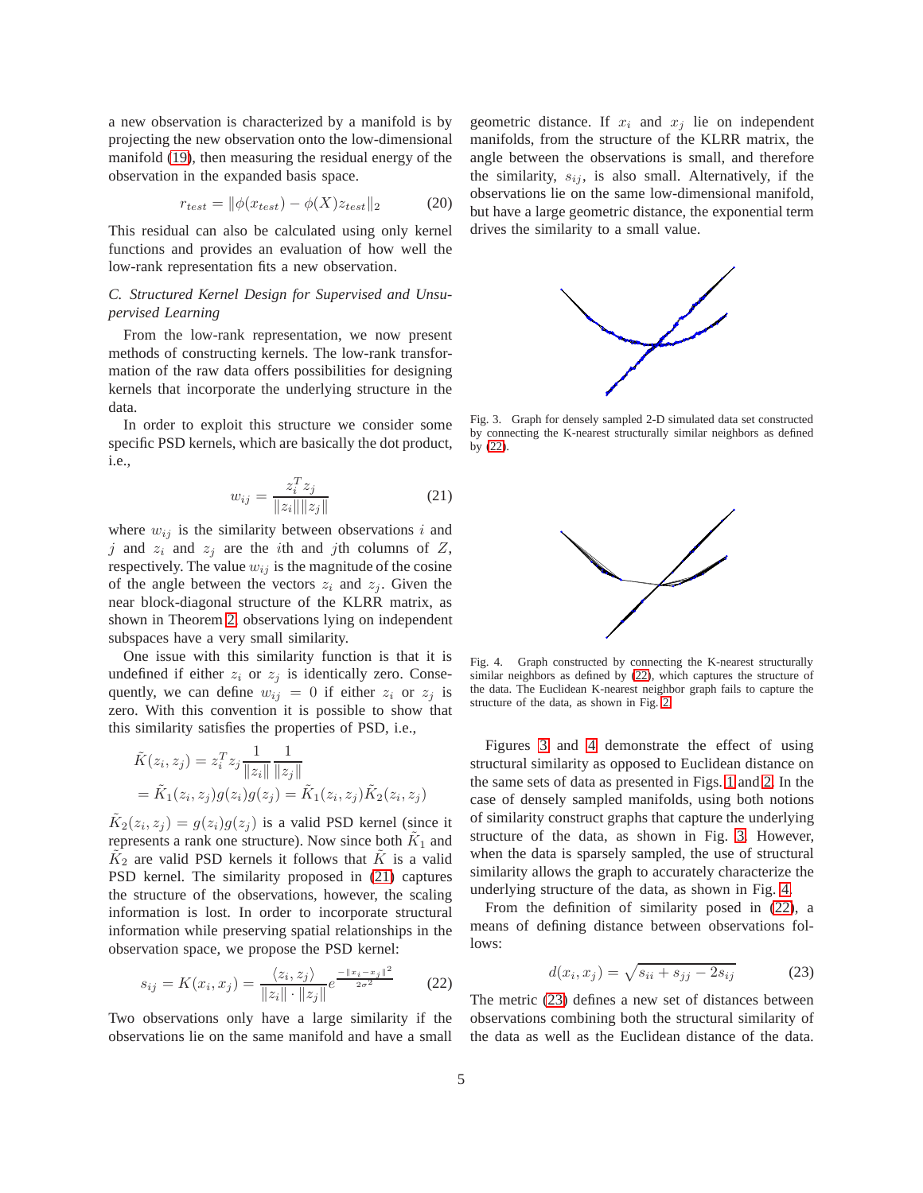a new observation is characterized by a manifold is by projecting the new observation onto the low-dimensional manifold (19), then measuring the residual energy of the observation in the expanded basis space.

$$r_{test} = \|\phi(x_{test}) - \phi(X) z_{test}\|_2 \tag{20}$$

This residual can also be calculated using only kernel functions and provides an evaluation of how well the low-rank representation fits a new observation.

### C. Structured Kernel Design for Supervised and Unsupervised Learning

From the low-rank representation, we now present methods of constructing kernels. The low-rank transformation of the raw data offers possibilities for designing kernels that incorporate the underlying structure in the data.

In order to exploit this structure we consider some specific PSD kernels, which are basically the dot product, i.e.,

$$w_{ij} = \frac{z_i^T z_j}{\|z_i\| \|z_j\|} \tag{21}$$

where $w_{ij}$ is the similarity between observations $i$ and $j$ and $z_i$ and $z_j$ are the $i$th and $j$th columns of $Z$, respectively. The value $w_{ij}$ is the magnitude of the cosine of the angle between the vectors $z_i$ and $z_j$. Given the near block-diagonal structure of the KLRR matrix, as shown in Theorem 2, observations lying on independent subspaces have a very small similarity.

One issue with this similarity function is that it is undefined if either $z_i$ or $z_j$ is identically zero. Consequently, we can define $w_{ij} = 0$ if either $z_i$ or $z_j$ is zero. With this convention it is possible to show that this similarity satisfies the properties of PSD, i.e.,

$$\begin{aligned}
\tilde{K}(z_i, z_j) &= z_i^T z_j \frac{1}{\|z_i\|} \frac{1}{\|z_j\|} \\
&= \tilde{K}_1(z_i, z_j) g(z_i) g(z_j) = \tilde{K}_1(z_i, z_j) \tilde{K}_2(z_i, z_j)
\end{aligned}$$

$\tilde{K}_2(z_i, z_j) = g(z_i) g(z_j)$ is a valid PSD kernel (since it represents a rank one structure). Now since both $\tilde{K}_1$ and $\tilde{K}_2$ are valid PSD kernels it follows that $\tilde{K}$ is a valid PSD kernel. The similarity proposed in (21) captures the structure of the observations, however, the scaling information is lost. In order to incorporate structural information while preserving spatial relationships in the observation space, we propose the PSD kernel:

$$s_{ij} = K(x_i, x_j) = \frac{\langle z_i, z_j \rangle}{\|z_i\| \cdot \|z_j\|} e^{\frac{-\|x_i - x_j\|^2}{2\sigma^2}} \tag{22}$$

Two observations only have a large similarity if the observations lie on the same manifold and have a small geometric distance. If $x_i$ and $x_j$ lie on independent manifolds, from the structure of the KLRR matrix, the angle between the observations is small, and therefore the similarity, $s_{ij}$, is also small. Alternatively, if the observations lie on the same low-dimensional manifold, but have a large geometric distance, the exponential term drives the similarity to a small value.

Fig. 3. Graph for densely sampled 2-D simulated data set constructed by connecting the K-nearest structurally similar neighbors as defined by (22).

Fig. 4. Graph constructed by connecting the K-nearest structurally similar neighbors as defined by (22), which captures the structure of the data. The Euclidean K-nearest neighbor graph fails to capture the structure of the data, as shown in Fig. 2.

Figures 3 and 4 demonstrate the effect of using structural similarity as opposed to Euclidean distance on the same sets of data as presented in Figs. 1 and 2. In the case of densely sampled manifolds, using both notions of similarity construct graphs that capture the underlying structure of the data, as shown in Fig. 3. However, when the data is sparsely sampled, the use of structural similarity allows the graph to accurately characterize the underlying structure of the data, as shown in Fig. 4.

From the definition of similarity posed in (22), a means of defining distance between observations follows:

$$d(x_i, x_j) = \sqrt{s_{ii} + s_{jj} - 2s_{ij}} \tag{23}$$

The metric (23) defines a new set of distances between observations combining both the structural similarity of the data as well as the Euclidean distance of the data.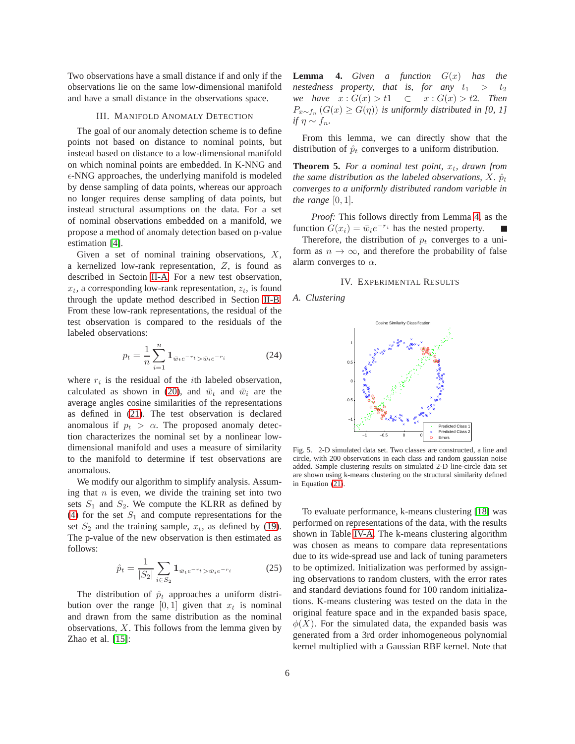Two observations have a small distance if and only if the observations lie on the same low-dimensional manifold and have a small distance in the observations space.

## III. Manifold Anomaly Detection

The goal of our anomaly detection scheme is to define points not based on distance to nominal points, but instead based on distance to a low-dimensional manifold on which nominal points are embedded. In K-NNG and $\epsilon$-NNG approaches, the underlying manifold is modeled by dense sampling of data points, whereas our approach no longer requires dense sampling of data points, but instead structural assumptions on the data. For a set of nominal observations embedded on a manifold, we propose a method of anomaly detection based on p-value estimation [4].

Given a set of nominal training observations, $X$, a kernelized low-rank representation, $Z$, is found as described in Sectoin II-A. For a new test observation, $x_t$, a corresponding low-rank representation, $z_t$, is found through the update method described in Section II-B. From these low-rank representations, the residual of the test observation is compared to the residuals of the labeled observations:

$$p_t = \frac{1}{n}\sum_{i=1}^{n} \mathbf{1}_{\bar{w}_t e^{-r_t} > \bar{w}_i e^{-r_i}} \tag{24}$$

where $r_i$ is the residual of the $i$th labeled observation, calculated as shown in (20), and $\bar{w}_t$ and $\bar{w}_i$ are the average angles cosine similarities of the representations as defined in (21). The test observation is declared anomalous if $p_t > \alpha$. The proposed anomaly detection characterizes the nominal set by a nonlinear low-dimensional manifold and uses a measure of similarity to the manifold to determine if test observations are anomalous.

We modify our algorithm to simplify analysis. Assuming that $n$ is even, we divide the training set into two sets $S_1$ and $S_2$. We compute the KLRR as defined by (4) for the set $S_1$ and compute representations for the set $S_2$ and the training sample, $x_t$, as defined by (19). The p-value of the new observation is then estimated as follows:

$$\hat{p}_t = \frac{1}{|S_2|}\sum_{i \in S_2} \mathbf{1}_{\bar{w}_t e^{-r_t} > \bar{w}_i e^{-r_i}} \tag{25}$$

The distribution of $\hat{p}_t$ approaches a uniform distribution over the range $[0, 1]$ given that $x_t$ is nominal and drawn from the same distribution as the nominal observations, $X$. This follows from the lemma given by Zhao et al. [15]:

**Lemma 4.** *Given a function $G(x)$ has the nestedness property, that is, for any $t_1 > t_2$ we have $x : G(x) > t1 \subset x : G(x) > t2$. Then $P_{x \sim f_n}(G(x) \geq G(\eta))$ is uniformly distributed in [0, 1] if $\eta \sim f_n$.*

From this lemma, we can directly show that the distribution of $\hat{p}_t$ converges to a uniform distribution.

**Theorem 5.** *For a nominal test point, $x_t$, drawn from the same distribution as the labeled observations, $X$. $\hat{p}_t$ converges to a uniformly distributed random variable in the range $[0, 1]$.*

*Proof:* This follows directly from Lemma 4, as the function $G(x_i) = \bar{w}_i e^{-r_i}$ has the nested property. ■

Therefore, the distribution of $p_t$ converges to a uniform as $n \to \infty$, and therefore the probability of false alarm converges to $\alpha$.

## IV. Experimental Results

### A. Clustering

Fig. 5. 2-D simulated data set. Two classes are constructed, a line and circle, with 200 observations in each class and random gaussian noise added. Sample clustering results on simulated 2-D line-circle data set are shown using k-means clustering on the structural similarity defined in Equation (21).

To evaluate performance, k-means clustering [18] was performed on representations of the data, with the results shown in Table IV-A. The k-means clustering algorithm was chosen as means to compare data representations due to its wide-spread use and lack of tuning parameters to be optimized. Initialization was performed by assigning observations to random clusters, with the error rates and standard deviations found for 100 random initializations. K-means clustering was tested on the data in the original feature space and in the expanded basis space, $\phi(X)$. For the simulated data, the expanded basis was generated from a 3rd order inhomogeneous polynomial kernel multiplied with a Gaussian RBF kernel. Note that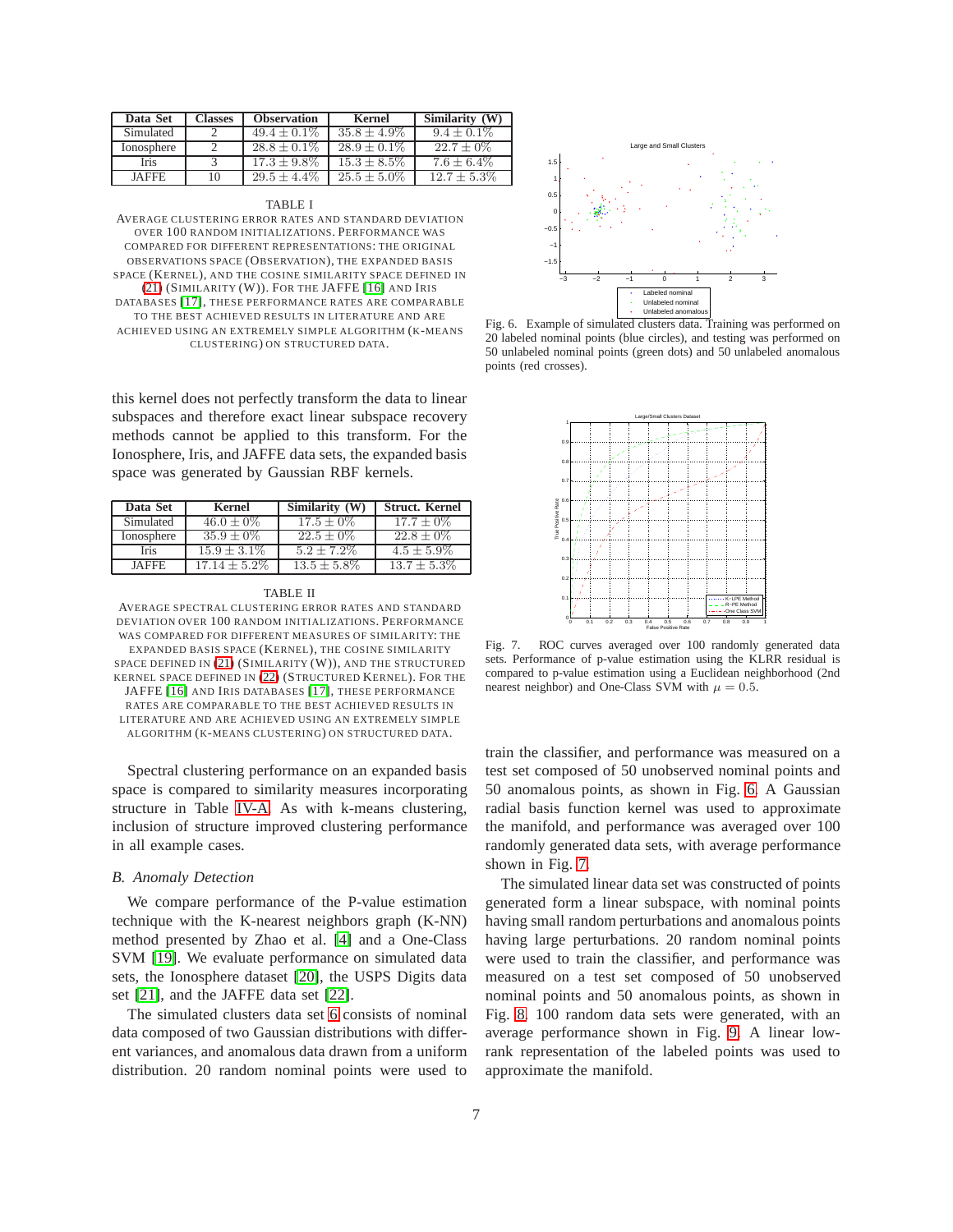| Data Set | Classes | Observation | Kernel | Similarity (W) |
|---|---|---|---|---|
| Simulated | 2 | $49.4 \pm 0.1\%$ | $35.8 \pm 4.9\%$ | $9.4 \pm 0.1\%$ |
| Ionosphere | 2 | $28.8 \pm 0.1\%$ | $28.9 \pm 0.1\%$ | $22.7 \pm 0\%$ |
| Iris | 3 | $17.3 \pm 9.8\%$ | $15.3 \pm 8.5\%$ | $7.6 \pm 6.4\%$ |
| JAFFE | 10 | $29.5 \pm 4.4\%$ | $25.5 \pm 5.0\%$ | $12.7 \pm 5.3\%$ |

TABLE I

AVERAGE CLUSTERING ERROR RATES AND STANDARD DEVIATION OVER 100 RANDOM INITIALIZATIONS. PERFORMANCE WAS COMPARED FOR DIFFERENT REPRESENTATIONS: THE ORIGINAL OBSERVATIONS SPACE (OBSERVATION), THE EXPANDED BASIS SPACE (KERNEL), AND THE COSINE SIMILARITY SPACE DEFINED IN (21) (SIMILARITY (W)). FOR THE JAFFE [16] AND IRIS DATABASES [17], THESE PERFORMANCE RATES ARE COMPARABLE TO THE BEST ACHIEVED RESULTS IN LITERATURE AND ARE ACHIEVED USING AN EXTREMELY SIMPLE ALGORITHM (K-MEANS CLUSTERING) ON STRUCTURED DATA.

this kernel does not perfectly transform the data to linear subspaces and therefore exact linear subspace recovery methods cannot be applied to this transform. For the Ionosphere, Iris, and JAFFE data sets, the expanded basis space was generated by Gaussian RBF kernels.

| Data Set | Kernel | Similarity (W) | Struct. Kernel |
|---|---|---|---|
| Simulated | $46.0 \pm 0\%$ | $17.5 \pm 0\%$ | $17.7 \pm 0\%$ |
| Ionosphere | $35.9 \pm 0\%$ | $22.5 \pm 0\%$ | $22.8 \pm 0\%$ |
| Iris | $15.9 \pm 3.1\%$ | $5.2 \pm 7.2\%$ | $4.5 \pm 5.9\%$ |
| JAFFE | $17.14 \pm 5.2\%$ | $13.5 \pm 5.8\%$ | $13.7 \pm 5.3\%$ |

TABLE II

AVERAGE SPECTRAL CLUSTERING ERROR RATES AND STANDARD DEVIATION OVER 100 RANDOM INITIALIZATIONS. PERFORMANCE WAS COMPARED FOR DIFFERENT MEASURES OF SIMILARITY: THE EXPANDED BASIS SPACE (KERNEL), THE COSINE SIMILARITY SPACE DEFINED IN (21) (SIMILARITY (W)), AND THE STRUCTURED KERNEL SPACE DEFINED IN (22) (STRUCTURED KERNEL). FOR THE JAFFE [16] AND IRIS DATABASES [17], THESE PERFORMANCE RATES ARE COMPARABLE TO THE BEST ACHIEVED RESULTS IN LITERATURE AND ARE ACHIEVED USING AN EXTREMELY SIMPLE ALGORITHM (K-MEANS CLUSTERING) ON STRUCTURED DATA.

Spectral clustering performance on an expanded basis space is compared to similarity measures incorporating structure in Table IV-A. As with k-means clustering, inclusion of structure improved clustering performance in all example cases.

### B. Anomaly Detection

We compare performance of the P-value estimation technique with the K-nearest neighbors graph (K-NN) method presented by Zhao et al. [4] and a One-Class SVM [19]. We evaluate performance on simulated data sets, the Ionosphere dataset [20], the USPS Digits data set [21], and the JAFFE data set [22].

The simulated clusters data set 6 consists of nominal data composed of two Gaussian distributions with different variances, and anomalous data drawn from a uniform distribution. 20 random nominal points were used to train the classifier, and performance was measured on a test set composed of 50 unobserved nominal points and 50 anomalous points, as shown in Fig. 6. A Gaussian radial basis function kernel was used to approximate the manifold, and performance was averaged over 100 randomly generated data sets, with average performance shown in Fig. 7.

Fig. 6. Example of simulated clusters data. Training was performed on 20 labeled nominal points (blue circles), and testing was performed on 50 unlabeled nominal points (green dots) and 50 unlabeled anomalous points (red crosses).

Fig. 7. ROC curves averaged over 100 randomly generated data sets. Performance of p-value estimation using the KLRR residual is compared to p-value estimation using a Euclidean neighborhood (2nd nearest neighbor) and One-Class SVM with $\mu = 0.5$.

The simulated linear data set was constructed of points generated form a linear subspace, with nominal points having small random perturbations and anomalous points having large perturbations. 20 random nominal points were used to train the classifier, and performance was measured on a test set composed of 50 unobserved nominal points and 50 anomalous points, as shown in Fig. 8. 100 random data sets were generated, with an average performance shown in Fig. 9. A linear low-rank representation of the labeled points was used to approximate the manifold.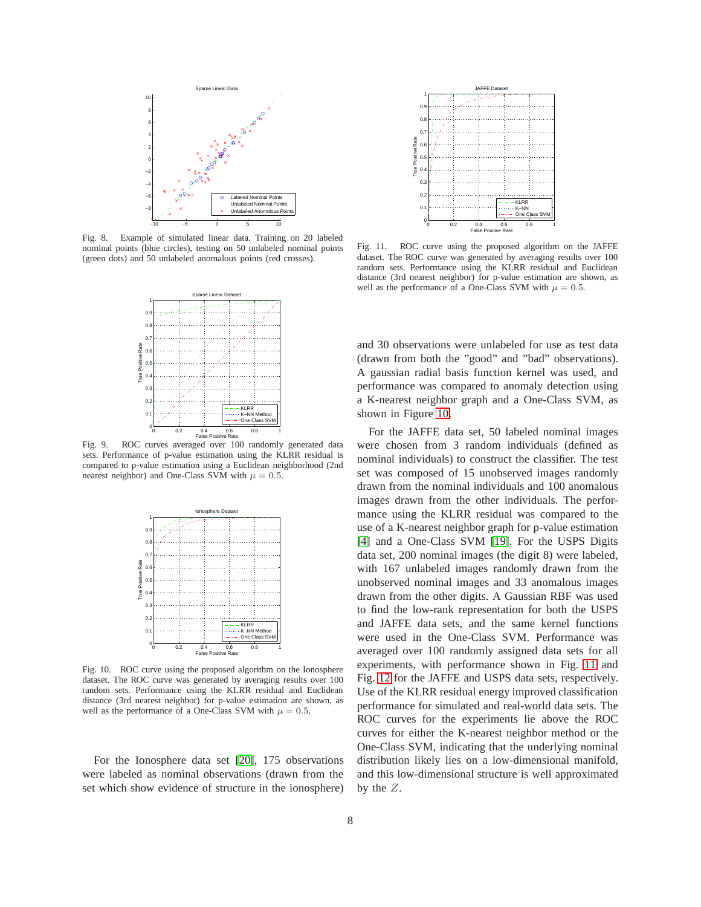Fig. 8. Example of simulated linear data. Training on 20 labeled nominal points (blue circles), testing on 50 unlabeled nominal points (green dots) and 50 unlabeled anomalous points (red crosses).

Fig. 9. ROC curves averaged over 100 randomly generated data sets. Performance of p-value estimation using the KLRR residual is compared to p-value estimation using a Euclidean neighborhood (2nd nearest neighbor) and One-Class SVM with $\mu = 0.5$.

Fig. 10. ROC curve using the proposed algorithm on the Ionosphere dataset. The ROC curve was generated by averaging results over 100 random sets. Performance using the KLRR residual and Euclidean distance (3rd nearest neighbor) for p-value estimation are shown, as well as the performance of a One-Class SVM with $\mu = 0.5$.

Fig. 11. ROC curve using the proposed algorithm on the JAFFE dataset. The ROC curve was generated by averaging results over 100 random sets. Performance using the KLRR residual and Euclidean distance (3rd nearest neighbor) for p-value estimation are shown, as well as the performance of a One-Class SVM with $\mu = 0.5$.

For the Ionosphere data set [20], 175 observations were labeled as nominal observations (drawn from the set which show evidence of structure in the ionosphere) and 30 observations were unlabeled for use as test data (drawn from both the "good" and "bad" observations). A gaussian radial basis function kernel was used, and performance was compared to anomaly detection using a K-nearest neighbor graph and a One-Class SVM, as shown in Figure 10.

For the JAFFE data set, 50 labeled nominal images were chosen from 3 random individuals (defined as nominal individuals) to construct the classifier. The test set was composed of 15 unobserved images randomly drawn from the nominal individuals and 100 anomalous images drawn from the other individuals. The performance using the KLRR residual was compared to the use of a K-nearest neighbor graph for p-value estimation [4] and a One-Class SVM [19]. For the USPS Digits data set, 200 nominal images (the digit 8) were labeled, with 167 unlabeled images randomly drawn from the unobserved nominal images and 33 anomalous images drawn from the other digits. A Gaussian RBF was used to find the low-rank representation for both the USPS and JAFFE data sets, and the same kernel functions were used in the One-Class SVM. Performance was averaged over 100 randomly assigned data sets for all experiments, with performance shown in Fig. 11 and Fig. 12 for the JAFFE and USPS data sets, respectively. Use of the KLRR residual energy improved classification performance for simulated and real-world data sets. The ROC curves for the experiments lie above the ROC curves for either the K-nearest neighbor method or the One-Class SVM, indicating that the underlying nominal distribution likely lies on a low-dimensional manifold, and this low-dimensional structure is well approximated by the $Z$.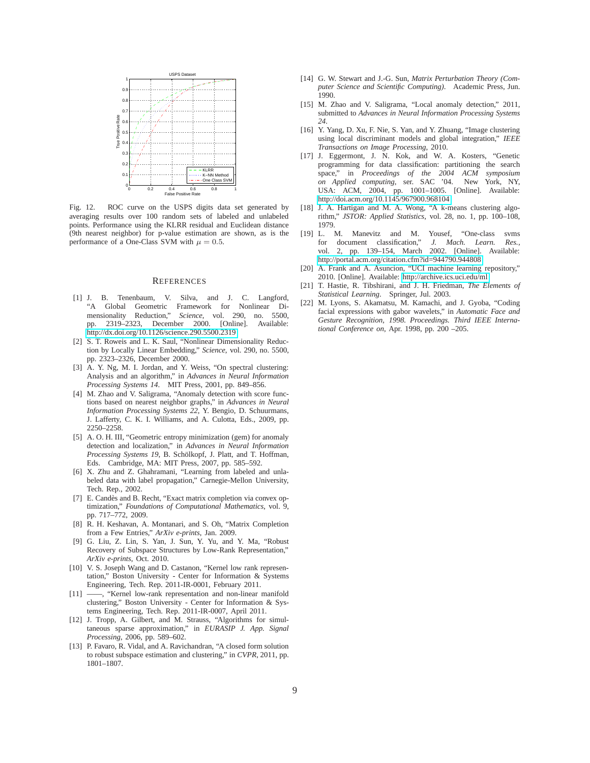USPS Dataset

True Positive Rate

False Positive Rate

KLRR
K-NN Method
One Class SVM

0
0.1
0.2
0.3
0.4
0.5
0.6
0.7
0.8
0.9
1

0
0.2
0.4
0.6
0.8
1

Fig. 12. ROC curve on the USPS digits data set generated by averaging results over 100 random sets of labeled and unlabeled points. Performance using the KLRR residual and Euclidean distance (9th nearest neighbor) for p-value estimation are shown, as is the performance of a One-Class SVM with $\mu = 0.5$.

## References

[1] J. B. Tenenbaum, V. Silva, and J. C. Langford, "A Global Geometric Framework for Nonlinear Dimensionality Reduction," *Science*, vol. 290, no. 5500, pp. 2319–2323, December 2000. [Online]. Available: http://dx.doi.org/10.1126/science.290.5500.2319

[2] S. T. Roweis and L. K. Saul, "Nonlinear Dimensionality Reduction by Locally Linear Embedding," *Science*, vol. 290, no. 5500, pp. 2323–2326, December 2000.

[3] A. Y. Ng, M. I. Jordan, and Y. Weiss, "On spectral clustering: Analysis and an algorithm," in *Advances in Neural Information Processing Systems 14*. MIT Press, 2001, pp. 849–856.

[4] M. Zhao and V. Saligrama, "Anomaly detection with score functions based on nearest neighbor graphs," in *Advances in Neural Information Processing Systems 22*, Y. Bengio, D. Schuurmans, J. Lafferty, C. K. I. Williams, and A. Culotta, Eds., 2009, pp. 2250–2258.

[5] A. O. H. III, "Geometric entropy minimization (gem) for anomaly detection and localization," in *Advances in Neural Information Processing Systems 19*, B. Schölkopf, J. Platt, and T. Hoffman, Eds. Cambridge, MA: MIT Press, 2007, pp. 585–592.

[6] X. Zhu and Z. Ghahramani, "Learning from labeled and unlabeled data with label propagation," Carnegie-Mellon University, Tech. Rep., 2002.

[7] E. Candès and B. Recht, "Exact matrix completion via convex optimization," *Foundations of Computational Mathematics*, vol. 9, pp. 717–772, 2009.

[8] R. H. Keshavan, A. Montanari, and S. Oh, "Matrix Completion from a Few Entries," *ArXiv e-prints*, Jan. 2009.

[9] G. Liu, Z. Lin, S. Yan, J. Sun, Y. Yu, and Y. Ma, "Robust Recovery of Subspace Structures by Low-Rank Representation," *ArXiv e-prints*, Oct. 2010.

[10] V. S. Joseph Wang and D. Castanon, "Kernel low rank representation," Boston University - Center for Information & Systems Engineering, Tech. Rep. 2011-IR-0001, February 2011.

[11] ——, "Kernel low-rank representation and non-linear manifold clustering," Boston University - Center for Information & Systems Engineering, Tech. Rep. 2011-IR-0007, April 2011.

[12] J. Tropp, A. Gilbert, and M. Strauss, "Algorithms for simultaneous sparse approximation," in *EURASIP J. App. Signal Processing*, 2006, pp. 589–602.

[13] P. Favaro, R. Vidal, and A. Ravichandran, "A closed form solution to robust subspace estimation and clustering," in *CVPR*, 2011, pp. 1801–1807.

[14] G. W. Stewart and J.-G. Sun, *Matrix Perturbation Theory (Computer Science and Scientific Computing)*. Academic Press, Jun. 1990.

[15] M. Zhao and V. Saligrama, "Local anomaly detection," 2011, submitted to *Advances in Neural Information Processing Systems 24*.

[16] Y. Yang, D. Xu, F. Nie, S. Yan, and Y. Zhuang, "Image clustering using local discriminant models and global integration," *IEEE Transactions on Image Processing*, 2010.

[17] J. Eggermont, J. N. Kok, and W. A. Kosters, "Genetic programming for data classification: partitioning the search space," in *Proceedings of the 2004 ACM symposium on Applied computing*, ser. SAC '04. New York, NY, USA: ACM, 2004, pp. 1001–1005. [Online]. Available: http://doi.acm.org/10.1145/967900.968104

[18] J. A. Hartigan and M. A. Wong, "A k-means clustering algorithm," *JSTOR: Applied Statistics*, vol. 28, no. 1, pp. 100–108, 1979.

[19] L. M. Manevitz and M. Yousef, "One-class svms for document classification," *J. Mach. Learn. Res.*, vol. 2, pp. 139–154, March 2002. [Online]. Available: http://portal.acm.org/citation.cfm?id=944790.944808

[20] A. Frank and A. Asuncion, "UCI machine learning repository," 2010. [Online]. Available: http://archive.ics.uci.edu/ml

[21] T. Hastie, R. Tibshirani, and J. H. Friedman, *The Elements of Statistical Learning*. Springer, Jul. 2003.

[22] M. Lyons, S. Akamatsu, M. Kamachi, and J. Gyoba, "Coding facial expressions with gabor wavelets," in *Automatic Face and Gesture Recognition, 1998. Proceedings. Third IEEE International Conference on*, Apr. 1998, pp. 200 –205.